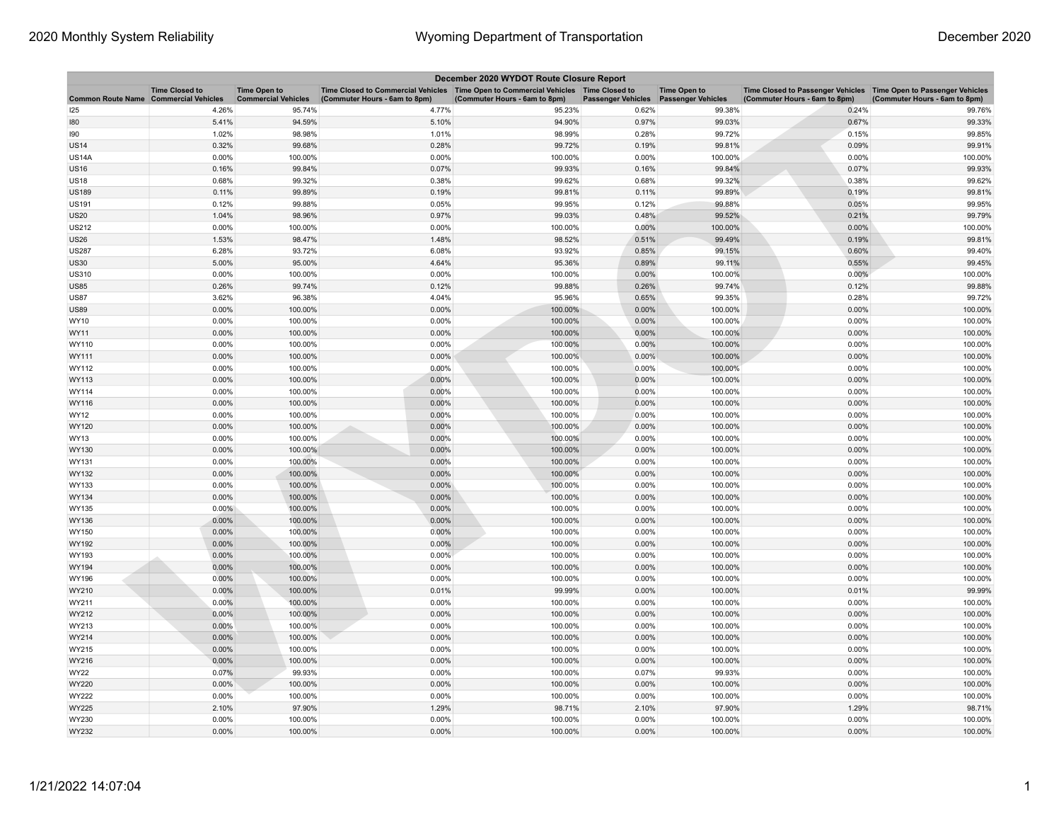| December 2020 WYDOT Route Closure Report | | | | | | | | |
|---|---|---|---|---|---|---|---|---|
| Common Route Name | Time Closed to Commercial Vehicles | Time Open to Commercial Vehicles | Time Closed to Commercial Vehicles (Commuter Hours - 6am to 8pm) | Time Open to Commercial Vehicles (Commuter Hours - 6am to 8pm) | Time Closed to Passenger Vehicles | Time Open to Passenger Vehicles | Time Closed to Passenger Vehicles (Commuter Hours - 6am to 8pm) | Time Open to Passenger Vehicles (Commuter Hours - 6am to 8pm) |
| I25 | 4.26% | 95.74% | 4.77% | 95.23% | 0.62% | 99.38% | 0.24% | 99.76% |
| I80 | 5.41% | 94.59% | 5.10% | 94.90% | 0.97% | 99.03% | 0.67% | 99.33% |
| I90 | 1.02% | 98.98% | 1.01% | 98.99% | 0.28% | 99.72% | 0.15% | 99.85% |
| US14 | 0.32% | 99.68% | 0.28% | 99.72% | 0.19% | 99.81% | 0.09% | 99.91% |
| US14A | 0.00% | 100.00% | 0.00% | 100.00% | 0.00% | 100.00% | 0.00% | 100.00% |
| US16 | 0.16% | 99.84% | 0.07% | 99.93% | 0.16% | 99.84% | 0.07% | 99.93% |
| US18 | 0.68% | 99.32% | 0.38% | 99.62% | 0.68% | 99.32% | 0.38% | 99.62% |
| US189 | 0.11% | 99.89% | 0.19% | 99.81% | 0.11% | 99.89% | 0.19% | 99.81% |
| US191 | 0.12% | 99.88% | 0.05% | 99.95% | 0.12% | 99.88% | 0.05% | 99.95% |
| US20 | 1.04% | 98.96% | 0.97% | 99.03% | 0.48% | 99.52% | 0.21% | 99.79% |
| US212 | 0.00% | 100.00% | 0.00% | 100.00% | 0.00% | 100.00% | 0.00% | 100.00% |
| US26 | 1.53% | 98.47% | 1.48% | 98.52% | 0.51% | 99.49% | 0.19% | 99.81% |
| US287 | 6.28% | 93.72% | 6.08% | 93.92% | 0.85% | 99.15% | 0.60% | 99.40% |
| US30 | 5.00% | 95.00% | 4.64% | 95.36% | 0.89% | 99.11% | 0.55% | 99.45% |
| US310 | 0.00% | 100.00% | 0.00% | 100.00% | 0.00% | 100.00% | 0.00% | 100.00% |
| US85 | 0.26% | 99.74% | 0.12% | 99.88% | 0.26% | 99.74% | 0.12% | 99.88% |
| US87 | 3.62% | 96.38% | 4.04% | 95.96% | 0.65% | 99.35% | 0.28% | 99.72% |
| US89 | 0.00% | 100.00% | 0.00% | 100.00% | 0.00% | 100.00% | 0.00% | 100.00% |
| WY10 | 0.00% | 100.00% | 0.00% | 100.00% | 0.00% | 100.00% | 0.00% | 100.00% |
| WY11 | 0.00% | 100.00% | 0.00% | 100.00% | 0.00% | 100.00% | 0.00% | 100.00% |
| WY110 | 0.00% | 100.00% | 0.00% | 100.00% | 0.00% | 100.00% | 0.00% | 100.00% |
| WY111 | 0.00% | 100.00% | 0.00% | 100.00% | 0.00% | 100.00% | 0.00% | 100.00% |
| WY112 | 0.00% | 100.00% | 0.00% | 100.00% | 0.00% | 100.00% | 0.00% | 100.00% |
| WY113 | 0.00% | 100.00% | 0.00% | 100.00% | 0.00% | 100.00% | 0.00% | 100.00% |
| WY114 | 0.00% | 100.00% | 0.00% | 100.00% | 0.00% | 100.00% | 0.00% | 100.00% |
| WY116 | 0.00% | 100.00% | 0.00% | 100.00% | 0.00% | 100.00% | 0.00% | 100.00% |
| WY12 | 0.00% | 100.00% | 0.00% | 100.00% | 0.00% | 100.00% | 0.00% | 100.00% |
| WY120 | 0.00% | 100.00% | 0.00% | 100.00% | 0.00% | 100.00% | 0.00% | 100.00% |
| WY13 | 0.00% | 100.00% | 0.00% | 100.00% | 0.00% | 100.00% | 0.00% | 100.00% |
| WY130 | 0.00% | 100.00% | 0.00% | 100.00% | 0.00% | 100.00% | 0.00% | 100.00% |
| WY131 | 0.00% | 100.00% | 0.00% | 100.00% | 0.00% | 100.00% | 0.00% | 100.00% |
| WY132 | 0.00% | 100.00% | 0.00% | 100.00% | 0.00% | 100.00% | 0.00% | 100.00% |
| WY133 | 0.00% | 100.00% | 0.00% | 100.00% | 0.00% | 100.00% | 0.00% | 100.00% |
| WY134 | 0.00% | 100.00% | 0.00% | 100.00% | 0.00% | 100.00% | 0.00% | 100.00% |
| WY135 | 0.00% | 100.00% | 0.00% | 100.00% | 0.00% | 100.00% | 0.00% | 100.00% |
| WY136 | 0.00% | 100.00% | 0.00% | 100.00% | 0.00% | 100.00% | 0.00% | 100.00% |
| WY150 | 0.00% | 100.00% | 0.00% | 100.00% | 0.00% | 100.00% | 0.00% | 100.00% |
| WY192 | 0.00% | 100.00% | 0.00% | 100.00% | 0.00% | 100.00% | 0.00% | 100.00% |
| WY193 | 0.00% | 100.00% | 0.00% | 100.00% | 0.00% | 100.00% | 0.00% | 100.00% |
| WY194 | 0.00% | 100.00% | 0.00% | 100.00% | 0.00% | 100.00% | 0.00% | 100.00% |
| WY196 | 0.00% | 100.00% | 0.00% | 100.00% | 0.00% | 100.00% | 0.00% | 100.00% |
| WY210 | 0.00% | 100.00% | 0.01% | 99.99% | 0.00% | 100.00% | 0.01% | 99.99% |
| WY211 | 0.00% | 100.00% | 0.00% | 100.00% | 0.00% | 100.00% | 0.00% | 100.00% |
| WY212 | 0.00% | 100.00% | 0.00% | 100.00% | 0.00% | 100.00% | 0.00% | 100.00% |
| WY213 | 0.00% | 100.00% | 0.00% | 100.00% | 0.00% | 100.00% | 0.00% | 100.00% |
| WY214 | 0.00% | 100.00% | 0.00% | 100.00% | 0.00% | 100.00% | 0.00% | 100.00% |
| WY215 | 0.00% | 100.00% | 0.00% | 100.00% | 0.00% | 100.00% | 0.00% | 100.00% |
| WY216 | 0.00% | 100.00% | 0.00% | 100.00% | 0.00% | 100.00% | 0.00% | 100.00% |
| WY22 | 0.07% | 99.93% | 0.00% | 100.00% | 0.07% | 99.93% | 0.00% | 100.00% |
| WY220 | 0.00% | 100.00% | 0.00% | 100.00% | 0.00% | 100.00% | 0.00% | 100.00% |
| WY222 | 0.00% | 100.00% | 0.00% | 100.00% | 0.00% | 100.00% | 0.00% | 100.00% |
| WY225 | 2.10% | 97.90% | 1.29% | 98.71% | 2.10% | 97.90% | 1.29% | 98.71% |
| WY230 | 0.00% | 100.00% | 0.00% | 100.00% | 0.00% | 100.00% | 0.00% | 100.00% |
| WY232 | 0.00% | 100.00% | 0.00% | 100.00% | 0.00% | 100.00% | 0.00% | 100.00% |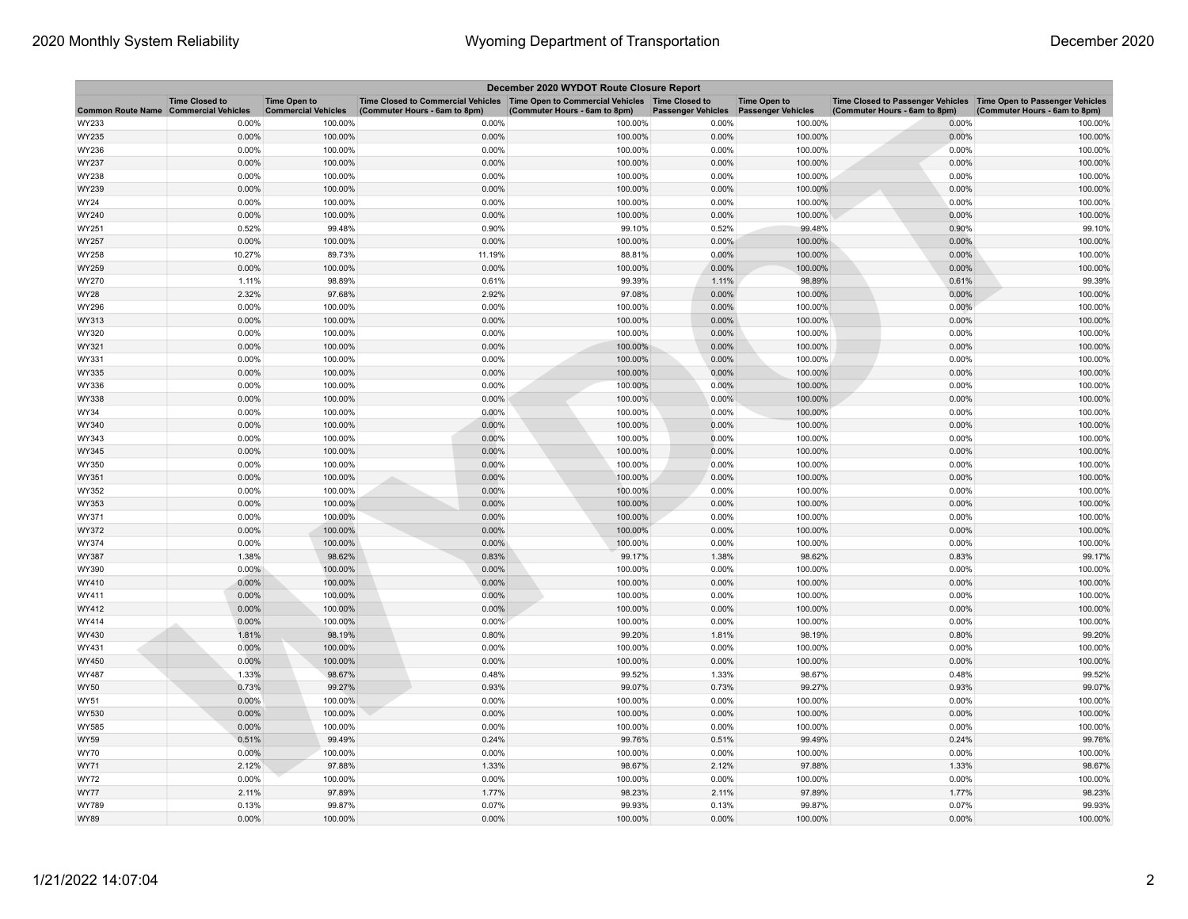| December 2020 WYDOT Route Closure Report | | | | | | | | |
|---|---|---|---|---|---|---|---|---|
| Common Route Name | Time Closed to Commercial Vehicles | Time Open to Commercial Vehicles | Time Closed to Commercial Vehicles (Commuter Hours - 6am to 8pm) | Time Open to Commercial Vehicles (Commuter Hours - 6am to 8pm) | Time Closed to Passenger Vehicles | Time Open to Passenger Vehicles | Time Closed to Passenger Vehicles (Commuter Hours - 6am to 8pm) | Time Open to Passenger Vehicles (Commuter Hours - 6am to 8pm) |
| WY233 | 0.00% | 100.00% | 0.00% | 100.00% | 0.00% | 100.00% | 0.00% | 100.00% |
| WY235 | 0.00% | 100.00% | 0.00% | 100.00% | 0.00% | 100.00% | 0.00% | 100.00% |
| WY236 | 0.00% | 100.00% | 0.00% | 100.00% | 0.00% | 100.00% | 0.00% | 100.00% |
| WY237 | 0.00% | 100.00% | 0.00% | 100.00% | 0.00% | 100.00% | 0.00% | 100.00% |
| WY238 | 0.00% | 100.00% | 0.00% | 100.00% | 0.00% | 100.00% | 0.00% | 100.00% |
| WY239 | 0.00% | 100.00% | 0.00% | 100.00% | 0.00% | 100.00% | 0.00% | 100.00% |
| WY24 | 0.00% | 100.00% | 0.00% | 100.00% | 0.00% | 100.00% | 0.00% | 100.00% |
| WY240 | 0.00% | 100.00% | 0.00% | 100.00% | 0.00% | 100.00% | 0.00% | 100.00% |
| WY251 | 0.52% | 99.48% | 0.90% | 99.10% | 0.52% | 99.48% | 0.90% | 99.10% |
| WY257 | 0.00% | 100.00% | 0.00% | 100.00% | 0.00% | 100.00% | 0.00% | 100.00% |
| WY258 | 10.27% | 89.73% | 11.19% | 88.81% | 0.00% | 100.00% | 0.00% | 100.00% |
| WY259 | 0.00% | 100.00% | 0.00% | 100.00% | 0.00% | 100.00% | 0.00% | 100.00% |
| WY270 | 1.11% | 98.89% | 0.61% | 99.39% | 1.11% | 98.89% | 0.61% | 99.39% |
| WY28 | 2.32% | 97.68% | 2.92% | 97.08% | 0.00% | 100.00% | 0.00% | 100.00% |
| WY296 | 0.00% | 100.00% | 0.00% | 100.00% | 0.00% | 100.00% | 0.00% | 100.00% |
| WY313 | 0.00% | 100.00% | 0.00% | 100.00% | 0.00% | 100.00% | 0.00% | 100.00% |
| WY320 | 0.00% | 100.00% | 0.00% | 100.00% | 0.00% | 100.00% | 0.00% | 100.00% |
| WY321 | 0.00% | 100.00% | 0.00% | 100.00% | 0.00% | 100.00% | 0.00% | 100.00% |
| WY331 | 0.00% | 100.00% | 0.00% | 100.00% | 0.00% | 100.00% | 0.00% | 100.00% |
| WY335 | 0.00% | 100.00% | 0.00% | 100.00% | 0.00% | 100.00% | 0.00% | 100.00% |
| WY336 | 0.00% | 100.00% | 0.00% | 100.00% | 0.00% | 100.00% | 0.00% | 100.00% |
| WY338 | 0.00% | 100.00% | 0.00% | 100.00% | 0.00% | 100.00% | 0.00% | 100.00% |
| WY34 | 0.00% | 100.00% | 0.00% | 100.00% | 0.00% | 100.00% | 0.00% | 100.00% |
| WY340 | 0.00% | 100.00% | 0.00% | 100.00% | 0.00% | 100.00% | 0.00% | 100.00% |
| WY343 | 0.00% | 100.00% | 0.00% | 100.00% | 0.00% | 100.00% | 0.00% | 100.00% |
| WY345 | 0.00% | 100.00% | 0.00% | 100.00% | 0.00% | 100.00% | 0.00% | 100.00% |
| WY350 | 0.00% | 100.00% | 0.00% | 100.00% | 0.00% | 100.00% | 0.00% | 100.00% |
| WY351 | 0.00% | 100.00% | 0.00% | 100.00% | 0.00% | 100.00% | 0.00% | 100.00% |
| WY352 | 0.00% | 100.00% | 0.00% | 100.00% | 0.00% | 100.00% | 0.00% | 100.00% |
| WY353 | 0.00% | 100.00% | 0.00% | 100.00% | 0.00% | 100.00% | 0.00% | 100.00% |
| WY371 | 0.00% | 100.00% | 0.00% | 100.00% | 0.00% | 100.00% | 0.00% | 100.00% |
| WY372 | 0.00% | 100.00% | 0.00% | 100.00% | 0.00% | 100.00% | 0.00% | 100.00% |
| WY374 | 0.00% | 100.00% | 0.00% | 100.00% | 0.00% | 100.00% | 0.00% | 100.00% |
| WY387 | 1.38% | 98.62% | 0.83% | 99.17% | 1.38% | 98.62% | 0.83% | 99.17% |
| WY390 | 0.00% | 100.00% | 0.00% | 100.00% | 0.00% | 100.00% | 0.00% | 100.00% |
| WY410 | 0.00% | 100.00% | 0.00% | 100.00% | 0.00% | 100.00% | 0.00% | 100.00% |
| WY411 | 0.00% | 100.00% | 0.00% | 100.00% | 0.00% | 100.00% | 0.00% | 100.00% |
| WY412 | 0.00% | 100.00% | 0.00% | 100.00% | 0.00% | 100.00% | 0.00% | 100.00% |
| WY414 | 0.00% | 100.00% | 0.00% | 100.00% | 0.00% | 100.00% | 0.00% | 100.00% |
| WY430 | 1.81% | 98.19% | 0.80% | 99.20% | 1.81% | 98.19% | 0.80% | 99.20% |
| WY431 | 0.00% | 100.00% | 0.00% | 100.00% | 0.00% | 100.00% | 0.00% | 100.00% |
| WY450 | 0.00% | 100.00% | 0.00% | 100.00% | 0.00% | 100.00% | 0.00% | 100.00% |
| WY487 | 1.33% | 98.67% | 0.48% | 99.52% | 1.33% | 98.67% | 0.48% | 99.52% |
| WY50 | 0.73% | 99.27% | 0.93% | 99.07% | 0.73% | 99.27% | 0.93% | 99.07% |
| WY51 | 0.00% | 100.00% | 0.00% | 100.00% | 0.00% | 100.00% | 0.00% | 100.00% |
| WY530 | 0.00% | 100.00% | 0.00% | 100.00% | 0.00% | 100.00% | 0.00% | 100.00% |
| WY585 | 0.00% | 100.00% | 0.00% | 100.00% | 0.00% | 100.00% | 0.00% | 100.00% |
| WY59 | 0.51% | 99.49% | 0.24% | 99.76% | 0.51% | 99.49% | 0.24% | 99.76% |
| WY70 | 0.00% | 100.00% | 0.00% | 100.00% | 0.00% | 100.00% | 0.00% | 100.00% |
| WY71 | 2.12% | 97.88% | 1.33% | 98.67% | 2.12% | 97.88% | 1.33% | 98.67% |
| WY72 | 0.00% | 100.00% | 0.00% | 100.00% | 0.00% | 100.00% | 0.00% | 100.00% |
| WY77 | 2.11% | 97.89% | 1.77% | 98.23% | 2.11% | 97.89% | 1.77% | 98.23% |
| WY789 | 0.13% | 99.87% | 0.07% | 99.93% | 0.13% | 99.87% | 0.07% | 99.93% |
| WY89 | 0.00% | 100.00% | 0.00% | 100.00% | 0.00% | 100.00% | 0.00% | 100.00% |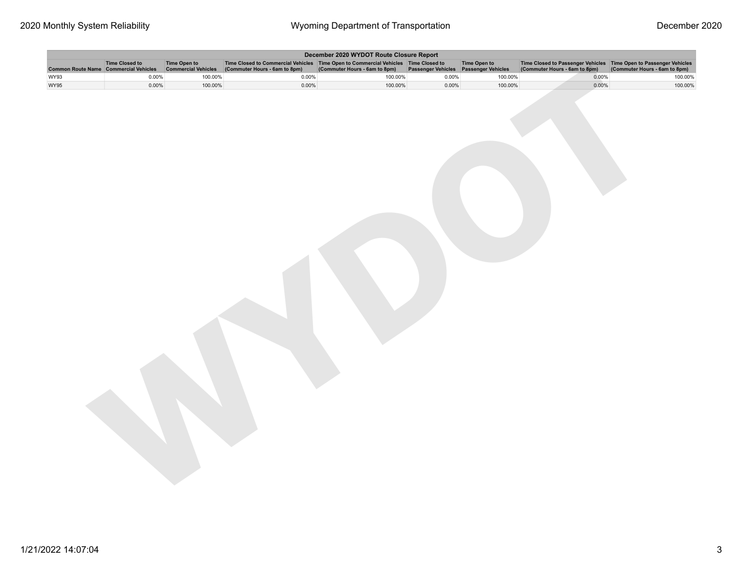| December 2020 WYDOT Route Closure Report | | | | | | | | |
|---|---|---|---|---|---|---|---|---|
| Common Route Name | Time Closed to Commercial Vehicles | Time Open to Commercial Vehicles | Time Closed to Commercial Vehicles (Commuter Hours - 6am to 8pm) | Time Open to Commercial Vehicles (Commuter Hours - 6am to 8pm) | Time Closed to Passenger Vehicles | Time Open to Passenger Vehicles | Time Closed to Passenger Vehicles (Commuter Hours - 6am to 8pm) | Time Open to Passenger Vehicles (Commuter Hours - 6am to 8pm) |
| WY93 | 0.00% | 100.00% | 0.00% | 100.00% | 0.00% | 100.00% | 0.00% | 100.00% |
| WY95 | 0.00% | 100.00% | 0.00% | 100.00% | 0.00% | 100.00% | 0.00% | 100.00% |